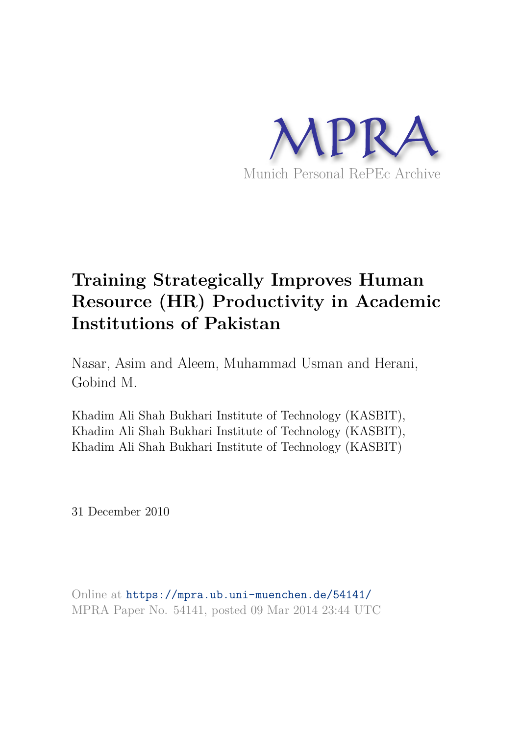MPRA

Munich Personal RePEc Archive

# Training Strategically Improves Human Resource (HR) Productivity in Academic Institutions of Pakistan

Nasar, Asim and Aleem, Muhammad Usman and Herani, Gobind M.

Khadim Ali Shah Bukhari Institute of Technology (KASBIT), Khadim Ali Shah Bukhari Institute of Technology (KASBIT), Khadim Ali Shah Bukhari Institute of Technology (KASBIT)

31 December 2010

Online at https://mpra.ub.uni-muenchen.de/54141/
MPRA Paper No. 54141, posted 09 Mar 2014 23:44 UTC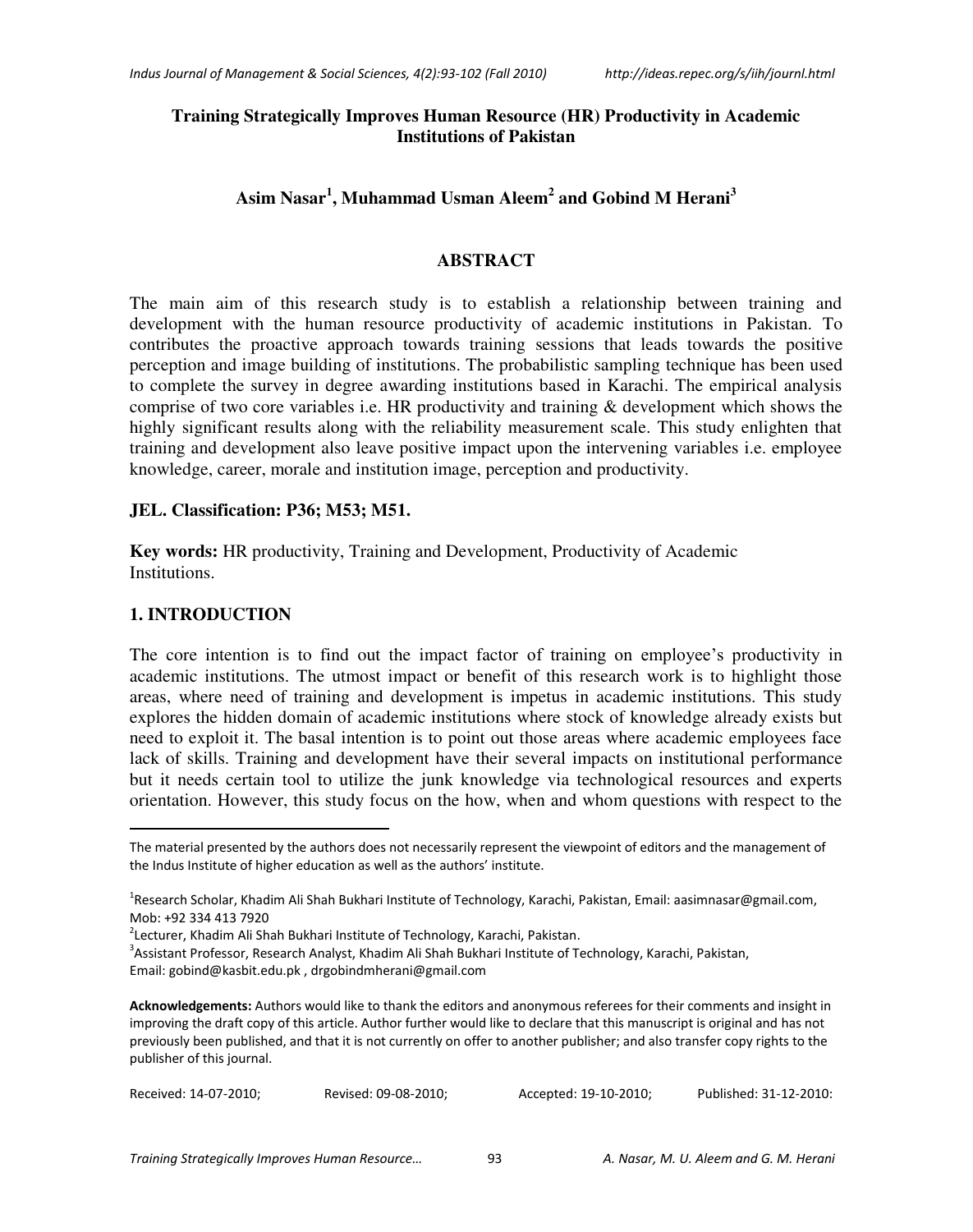# Training Strategically Improves Human Resource (HR) Productivity in Academic Institutions of Pakistan

**Asim Nasar[1], Muhammad Usman Aleem[2] and Gobind M Herani[3]**

## ABSTRACT

The main aim of this research study is to establish a relationship between training and development with the human resource productivity of academic institutions in Pakistan. To contributes the proactive approach towards training sessions that leads towards the positive perception and image building of institutions. The probabilistic sampling technique has been used to complete the survey in degree awarding institutions based in Karachi. The empirical analysis comprise of two core variables i.e. HR productivity and training & development which shows the highly significant results along with the reliability measurement scale. This study enlighten that training and development also leave positive impact upon the intervening variables i.e. employee knowledge, career, morale and institution image, perception and productivity.

**JEL. Classification: P36; M53; M51.**

**Key words:** HR productivity, Training and Development, Productivity of Academic Institutions.

## 1. INTRODUCTION

The core intention is to find out the impact factor of training on employee's productivity in academic institutions. The utmost impact or benefit of this research work is to highlight those areas, where need of training and development is impetus in academic institutions. This study explores the hidden domain of academic institutions where stock of knowledge already exists but need to exploit it. The basal intention is to point out those areas where academic employees face lack of skills. Training and development have their several impacts on institutional performance but it needs certain tool to utilize the junk knowledge via technological resources and experts orientation. However, this study focus on the how, when and whom questions with respect to the

---

The material presented by the authors does not necessarily represent the viewpoint of editors and the management of the Indus Institute of higher education as well as the authors' institute.

[1]Research Scholar, Khadim Ali Shah Bukhari Institute of Technology, Karachi, Pakistan, Email: aasimnasar@gmail.com, Mob: +92 334 413 7920

[2]Lecturer, Khadim Ali Shah Bukhari Institute of Technology, Karachi, Pakistan.

[3]Assistant Professor, Research Analyst, Khadim Ali Shah Bukhari Institute of Technology, Karachi, Pakistan, Email: gobind@kasbit.edu.pk , drgobindmherani@gmail.com

**Acknowledgements:** Authors would like to thank the editors and anonymous referees for their comments and insight in improving the draft copy of this article. Author further would like to declare that this manuscript is original and has not previously been published, and that it is not currently on offer to another publisher; and also transfer copy rights to the publisher of this journal.

Received: 14-07-2010; Revised: 09-08-2010; Accepted: 19-10-2010; Published: 31-12-2010: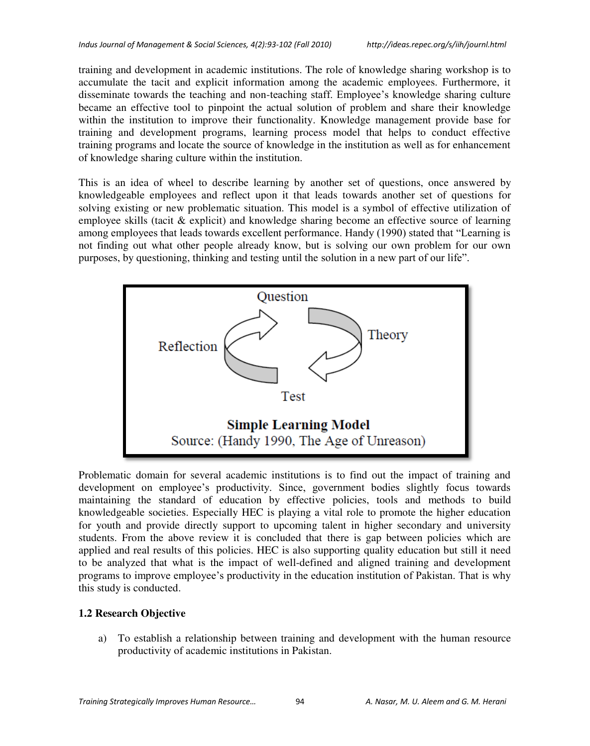training and development in academic institutions. The role of knowledge sharing workshop is to accumulate the tacit and explicit information among the academic employees. Furthermore, it disseminate towards the teaching and non-teaching staff. Employee's knowledge sharing culture became an effective tool to pinpoint the actual solution of problem and share their knowledge within the institution to improve their functionality. Knowledge management provide base for training and development programs, learning process model that helps to conduct effective training programs and locate the source of knowledge in the institution as well as for enhancement of knowledge sharing culture within the institution.

This is an idea of wheel to describe learning by another set of questions, once answered by knowledgeable employees and reflect upon it that leads towards another set of questions for solving existing or new problematic situation. This model is a symbol of effective utilization of employee skills (tacit & explicit) and knowledge sharing become an effective source of learning among employees that leads towards excellent performance. Handy (1990) stated that "Learning is not finding out what other people already know, but is solving our own problem for our own purposes, by questioning, thinking and testing until the solution in a new part of our life".

Question

Reflection

Theory

Test

**Simple Learning Model**

Source: (Handy 1990, The Age of Unreason)

Problematic domain for several academic institutions is to find out the impact of training and development on employee's productivity. Since, government bodies slightly focus towards maintaining the standard of education by effective policies, tools and methods to build knowledgeable societies. Especially HEC is playing a vital role to promote the higher education for youth and provide directly support to upcoming talent in higher secondary and university students. From the above review it is concluded that there is gap between policies which are applied and real results of this policies. HEC is also supporting quality education but still it need to be analyzed that what is the impact of well-defined and aligned training and development programs to improve employee's productivity in the education institution of Pakistan. That is why this study is conducted.

### 1.2 Research Objective

a) To establish a relationship between training and development with the human resource productivity of academic institutions in Pakistan.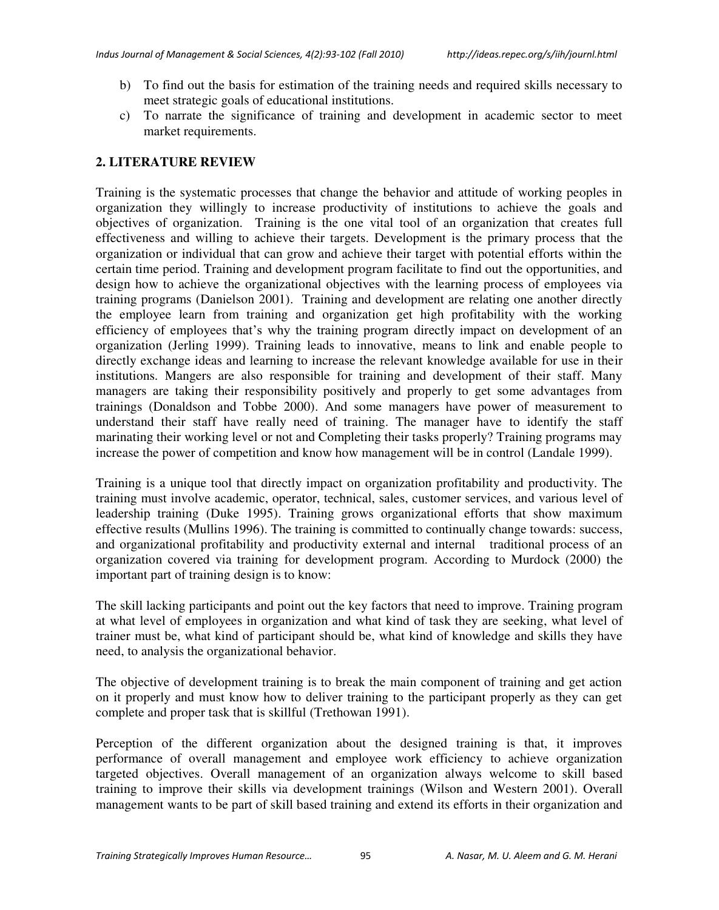b) To find out the basis for estimation of the training needs and required skills necessary to meet strategic goals of educational institutions.
c) To narrate the significance of training and development in academic sector to meet market requirements.

## 2. LITERATURE REVIEW

Training is the systematic processes that change the behavior and attitude of working peoples in organization they willingly to increase productivity of institutions to achieve the goals and objectives of organization. Training is the one vital tool of an organization that creates full effectiveness and willing to achieve their targets. Development is the primary process that the organization or individual that can grow and achieve their target with potential efforts within the certain time period. Training and development program facilitate to find out the opportunities, and design how to achieve the organizational objectives with the learning process of employees via training programs (Danielson 2001). Training and development are relating one another directly the employee learn from training and organization get high profitability with the working efficiency of employees that's why the training program directly impact on development of an organization (Jerling 1999). Training leads to innovative, means to link and enable people to directly exchange ideas and learning to increase the relevant knowledge available for use in their institutions. Mangers are also responsible for training and development of their staff. Many managers are taking their responsibility positively and properly to get some advantages from trainings (Donaldson and Tobbe 2000). And some managers have power of measurement to understand their staff have really need of training. The manager have to identify the staff marinating their working level or not and Completing their tasks properly? Training programs may increase the power of competition and know how management will be in control (Landale 1999).

Training is a unique tool that directly impact on organization profitability and productivity. The training must involve academic, operator, technical, sales, customer services, and various level of leadership training (Duke 1995). Training grows organizational efforts that show maximum effective results (Mullins 1996). The training is committed to continually change towards: success, and organizational profitability and productivity external and internal traditional process of an organization covered via training for development program. According to Murdock (2000) the important part of training design is to know:

The skill lacking participants and point out the key factors that need to improve. Training program at what level of employees in organization and what kind of task they are seeking, what level of trainer must be, what kind of participant should be, what kind of knowledge and skills they have need, to analysis the organizational behavior.

The objective of development training is to break the main component of training and get action on it properly and must know how to deliver training to the participant properly as they can get complete and proper task that is skillful (Trethowan 1991).

Perception of the different organization about the designed training is that, it improves performance of overall management and employee work efficiency to achieve organization targeted objectives. Overall management of an organization always welcome to skill based training to improve their skills via development trainings (Wilson and Western 2001). Overall management wants to be part of skill based training and extend its efforts in their organization and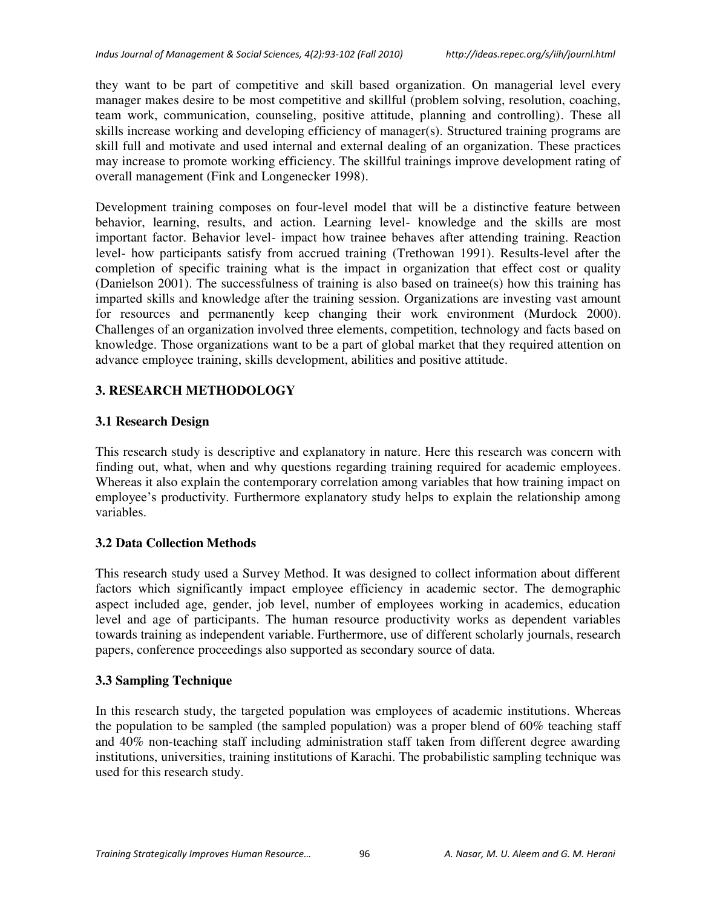they want to be part of competitive and skill based organization. On managerial level every manager makes desire to be most competitive and skillful (problem solving, resolution, coaching, team work, communication, counseling, positive attitude, planning and controlling). These all skills increase working and developing efficiency of manager(s). Structured training programs are skill full and motivate and used internal and external dealing of an organization. These practices may increase to promote working efficiency. The skillful trainings improve development rating of overall management (Fink and Longenecker 1998).

Development training composes on four-level model that will be a distinctive feature between behavior, learning, results, and action. Learning level- knowledge and the skills are most important factor. Behavior level- impact how trainee behaves after attending training. Reaction level- how participants satisfy from accrued training (Trethowan 1991). Results-level after the completion of specific training what is the impact in organization that effect cost or quality (Danielson 2001). The successfulness of training is also based on trainee(s) how this training has imparted skills and knowledge after the training session. Organizations are investing vast amount for resources and permanently keep changing their work environment (Murdock 2000). Challenges of an organization involved three elements, competition, technology and facts based on knowledge. Those organizations want to be a part of global market that they required attention on advance employee training, skills development, abilities and positive attitude.

## 3. RESEARCH METHODOLOGY

### 3.1 Research Design

This research study is descriptive and explanatory in nature. Here this research was concern with finding out, what, when and why questions regarding training required for academic employees. Whereas it also explain the contemporary correlation among variables that how training impact on employee's productivity. Furthermore explanatory study helps to explain the relationship among variables.

### 3.2 Data Collection Methods

This research study used a Survey Method. It was designed to collect information about different factors which significantly impact employee efficiency in academic sector. The demographic aspect included age, gender, job level, number of employees working in academics, education level and age of participants. The human resource productivity works as dependent variables towards training as independent variable. Furthermore, use of different scholarly journals, research papers, conference proceedings also supported as secondary source of data.

### 3.3 Sampling Technique

In this research study, the targeted population was employees of academic institutions. Whereas the population to be sampled (the sampled population) was a proper blend of 60% teaching staff and 40% non-teaching staff including administration staff taken from different degree awarding institutions, universities, training institutions of Karachi. The probabilistic sampling technique was used for this research study.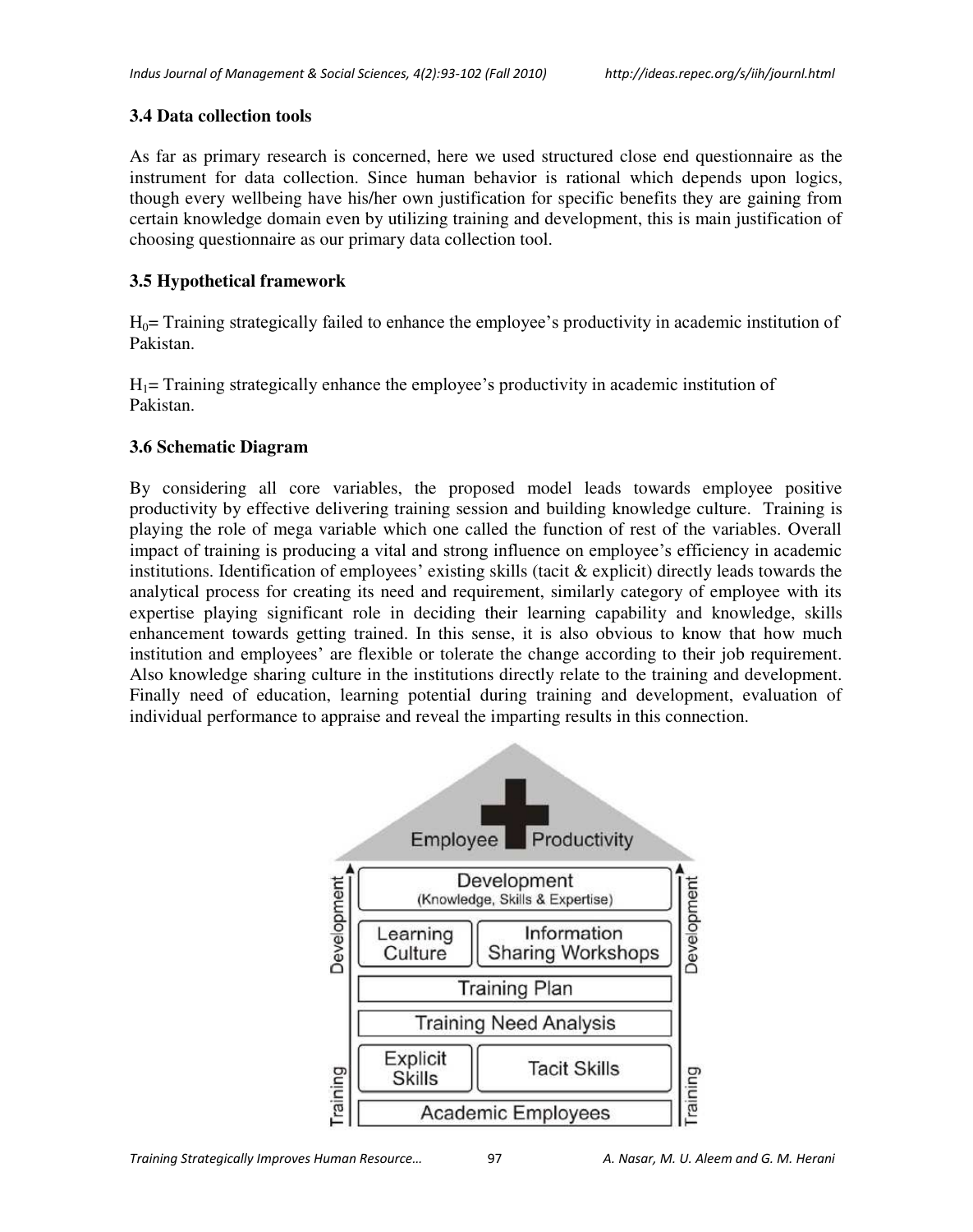### 3.4 Data collection tools

As far as primary research is concerned, here we used structured close end questionnaire as the instrument for data collection. Since human behavior is rational which depends upon logics, though every wellbeing have his/her own justification for specific benefits they are gaining from certain knowledge domain even by utilizing training and development, this is main justification of choosing questionnaire as our primary data collection tool.

### 3.5 Hypothetical framework

$H_0$= Training strategically failed to enhance the employee's productivity in academic institution of Pakistan.

$H_1$= Training strategically enhance the employee's productivity in academic institution of Pakistan.

### 3.6 Schematic Diagram

By considering all core variables, the proposed model leads towards employee positive productivity by effective delivering training session and building knowledge culture. Training is playing the role of mega variable which one called the function of rest of the variables. Overall impact of training is producing a vital and strong influence on employee's efficiency in academic institutions. Identification of employees' existing skills (tacit & explicit) directly leads towards the analytical process for creating its need and requirement, similarly category of employee with its expertise playing significant role in deciding their learning capability and knowledge, skills enhancement towards getting trained. In this sense, it is also obvious to know that how much institution and employees' are flexible or tolerate the change according to their job requirement. Also knowledge sharing culture in the institutions directly relate to the training and development. Finally need of education, learning potential during training and development, evaluation of individual performance to appraise and reveal the imparting results in this connection.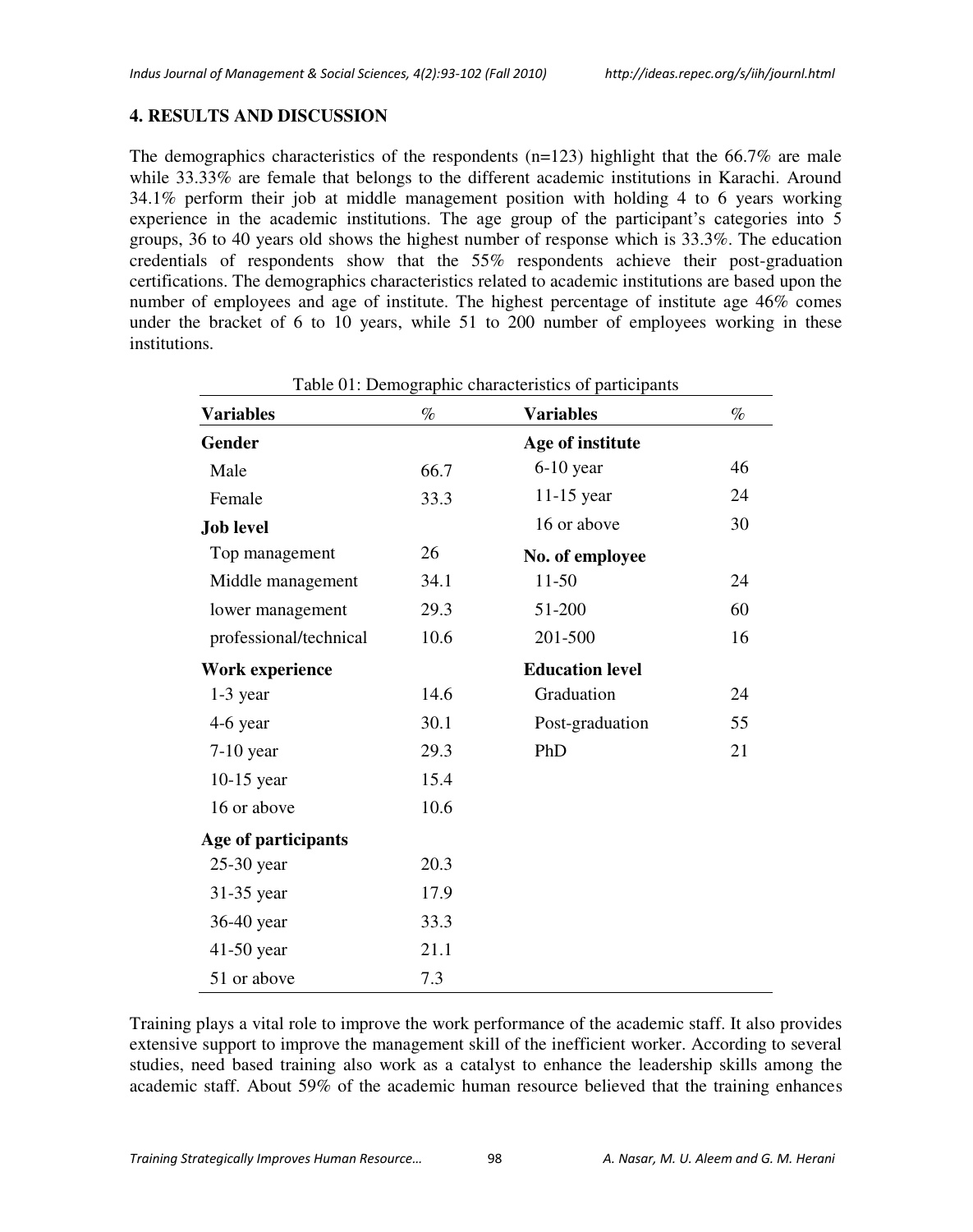## 4. RESULTS AND DISCUSSION

The demographics characteristics of the respondents (n=123) highlight that the 66.7% are male while 33.33% are female that belongs to the different academic institutions in Karachi. Around 34.1% perform their job at middle management position with holding 4 to 6 years working experience in the academic institutions. The age group of the participant's categories into 5 groups, 36 to 40 years old shows the highest number of response which is 33.3%. The education credentials of respondents show that the 55% respondents achieve their post-graduation certifications. The demographics characteristics related to academic institutions are based upon the number of employees and age of institute. The highest percentage of institute age 46% comes under the bracket of 6 to 10 years, while 51 to 200 number of employees working in these institutions.

Table 01: Demographic characteristics of participants

| Variables | % | Variables | % |
|---|---|---|---|
| **Gender** | | **Age of institute** | |
| Male | 66.7 | 6-10 year | 46 |
| Female | 33.3 | 11-15 year | 24 |
| **Job level** | | 16 or above | 30 |
| Top management | 26 | **No. of employee** | |
| Middle management | 34.1 | 11-50 | 24 |
| lower management | 29.3 | 51-200 | 60 |
| professional/technical | 10.6 | 201-500 | 16 |
| **Work experience** | | **Education level** | |
| 1-3 year | 14.6 | Graduation | 24 |
| 4-6 year | 30.1 | Post-graduation | 55 |
| 7-10 year | 29.3 | PhD | 21 |
| 10-15 year | 15.4 | | |
| 16 or above | 10.6 | | |
| **Age of participants** | | | |
| 25-30 year | 20.3 | | |
| 31-35 year | 17.9 | | |
| 36-40 year | 33.3 | | |
| 41-50 year | 21.1 | | |
| 51 or above | 7.3 | | |

Training plays a vital role to improve the work performance of the academic staff. It also provides extensive support to improve the management skill of the inefficient worker. According to several studies, need based training also work as a catalyst to enhance the leadership skills among the academic staff. About 59% of the academic human resource believed that the training enhances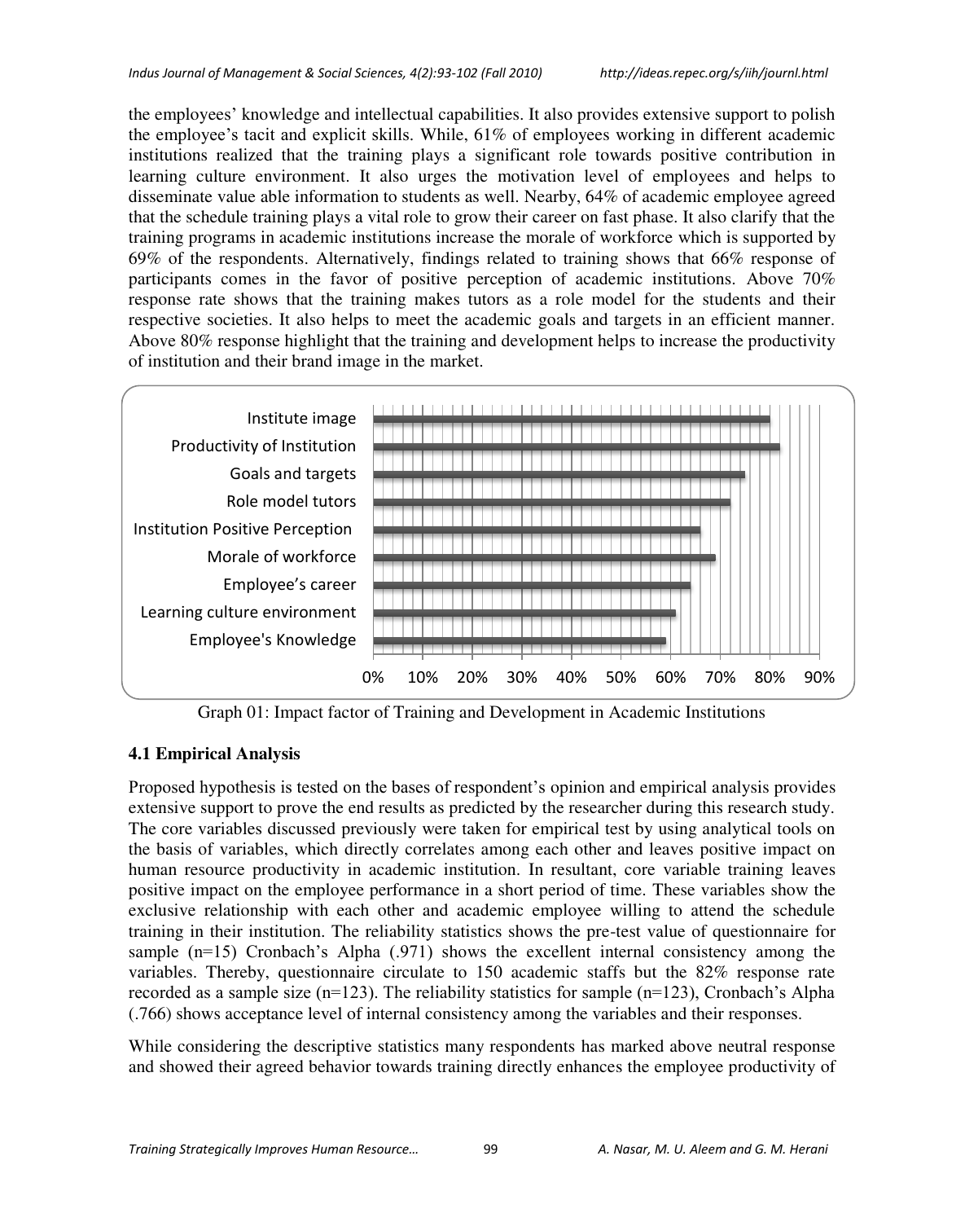the employees' knowledge and intellectual capabilities. It also provides extensive support to polish the employee's tacit and explicit skills. While, 61% of employees working in different academic institutions realized that the training plays a significant role towards positive contribution in learning culture environment. It also urges the motivation level of employees and helps to disseminate value able information to students as well. Nearby, 64% of academic employee agreed that the schedule training plays a vital role to grow their career on fast phase. It also clarify that the training programs in academic institutions increase the morale of workforce which is supported by 69% of the respondents. Alternatively, findings related to training shows that 66% response of participants comes in the favor of positive perception of academic institutions. Above 70% response rate shows that the training makes tutors as a role model for the students and their respective societies. It also helps to meet the academic goals and targets in an efficient manner. Above 80% response highlight that the training and development helps to increase the productivity of institution and their brand image in the market.

Graph 01: Impact factor of Training and Development in Academic Institutions

### 4.1 Empirical Analysis

Proposed hypothesis is tested on the bases of respondent's opinion and empirical analysis provides extensive support to prove the end results as predicted by the researcher during this research study. The core variables discussed previously were taken for empirical test by using analytical tools on the basis of variables, which directly correlates among each other and leaves positive impact on human resource productivity in academic institution. In resultant, core variable training leaves positive impact on the employee performance in a short period of time. These variables show the exclusive relationship with each other and academic employee willing to attend the schedule training in their institution. The reliability statistics shows the pre-test value of questionnaire for sample (n=15) Cronbach's Alpha (.971) shows the excellent internal consistency among the variables. Thereby, questionnaire circulate to 150 academic staffs but the 82% response rate recorded as a sample size (n=123). The reliability statistics for sample (n=123), Cronbach's Alpha (.766) shows acceptance level of internal consistency among the variables and their responses.

While considering the descriptive statistics many respondents has marked above neutral response and showed their agreed behavior towards training directly enhances the employee productivity of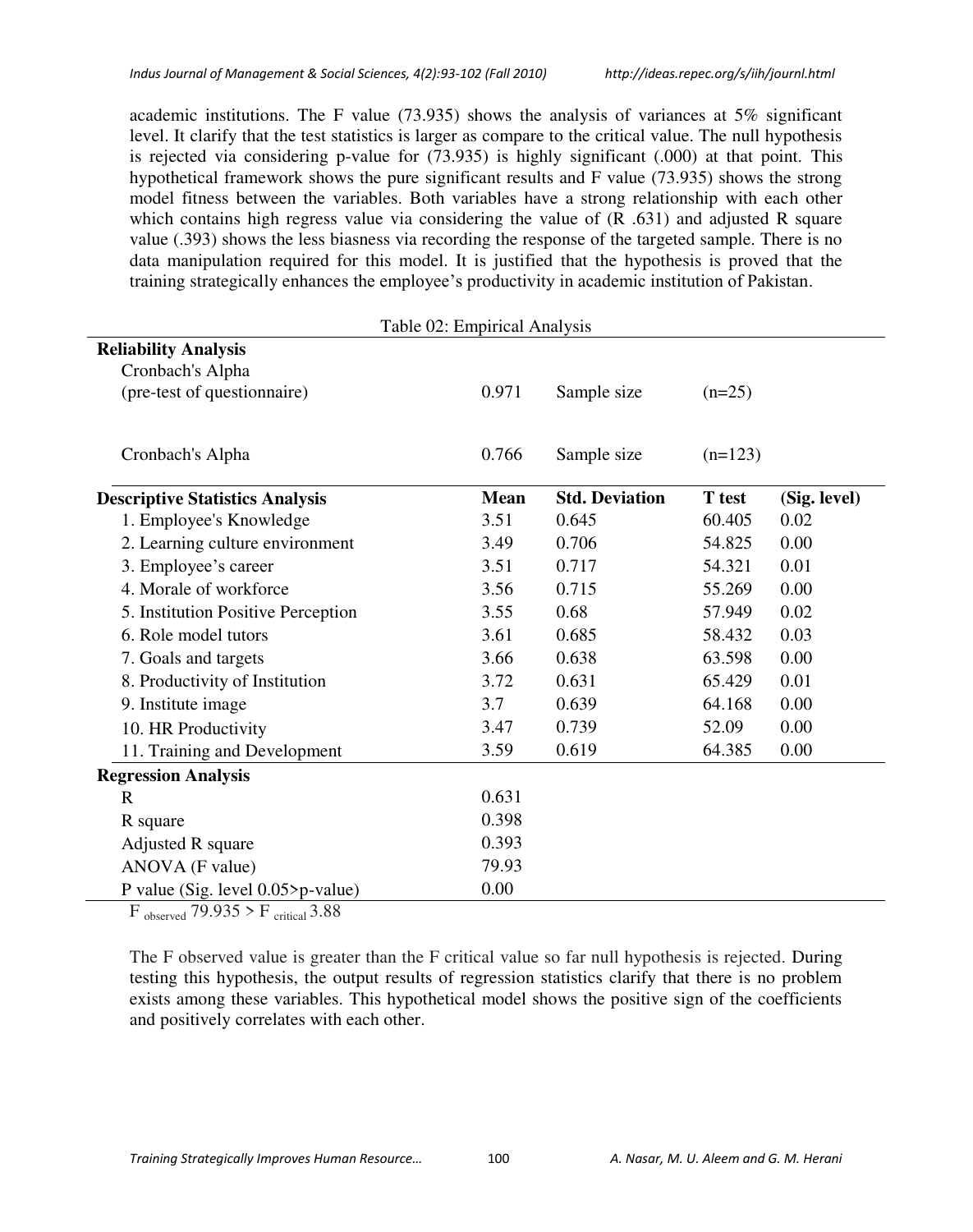academic institutions. The F value (73.935) shows the analysis of variances at 5% significant level. It clarify that the test statistics is larger as compare to the critical value. The null hypothesis is rejected via considering p-value for (73.935) is highly significant (.000) at that point. This hypothetical framework shows the pure significant results and F value (73.935) shows the strong model fitness between the variables. Both variables have a strong relationship with each other which contains high regress value via considering the value of (R .631) and adjusted R square value (.393) shows the less biasness via recording the response of the targeted sample. There is no data manipulation required for this model. It is justified that the hypothesis is proved that the training strategically enhances the employee's productivity in academic institution of Pakistan.

Table 02: Empirical Analysis

| | | | | |
|---|---|---|---|---|
| **Reliability Analysis** | | | | |
| Cronbach's Alpha (pre-test of questionnaire) | 0.971 | Sample size | (n=25) | |
| Cronbach's Alpha | 0.766 | Sample size | (n=123) | |
| **Descriptive Statistics Analysis** | **Mean** | **Std. Deviation** | **T test** | **(Sig. level)** |
| 1. Employee's Knowledge | 3.51 | 0.645 | 60.405 | 0.02 |
| 2. Learning culture environment | 3.49 | 0.706 | 54.825 | 0.00 |
| 3. Employee's career | 3.51 | 0.717 | 54.321 | 0.01 |
| 4. Morale of workforce | 3.56 | 0.715 | 55.269 | 0.00 |
| 5. Institution Positive Perception | 3.55 | 0.68 | 57.949 | 0.02 |
| 6. Role model tutors | 3.61 | 0.685 | 58.432 | 0.03 |
| 7. Goals and targets | 3.66 | 0.638 | 63.598 | 0.00 |
| 8. Productivity of Institution | 3.72 | 0.631 | 65.429 | 0.01 |
| 9. Institute image | 3.7 | 0.639 | 64.168 | 0.00 |
| 10. HR Productivity | 3.47 | 0.739 | 52.09 | 0.00 |
| 11. Training and Development | 3.59 | 0.619 | 64.385 | 0.00 |
| **Regression Analysis** | | | | |
| R | 0.631 | | | |
| R square | 0.398 | | | |
| Adjusted R square | 0.393 | | | |
| ANOVA (F value) | 79.93 | | | |
| P value (Sig. level 0.05>p-value) | 0.00 | | | |

$F_{observed}$ 79.935 > $F_{critical}$ 3.88

The F observed value is greater than the F critical value so far null hypothesis is rejected. During testing this hypothesis, the output results of regression statistics clarify that there is no problem exists among these variables. This hypothetical model shows the positive sign of the coefficients and positively correlates with each other.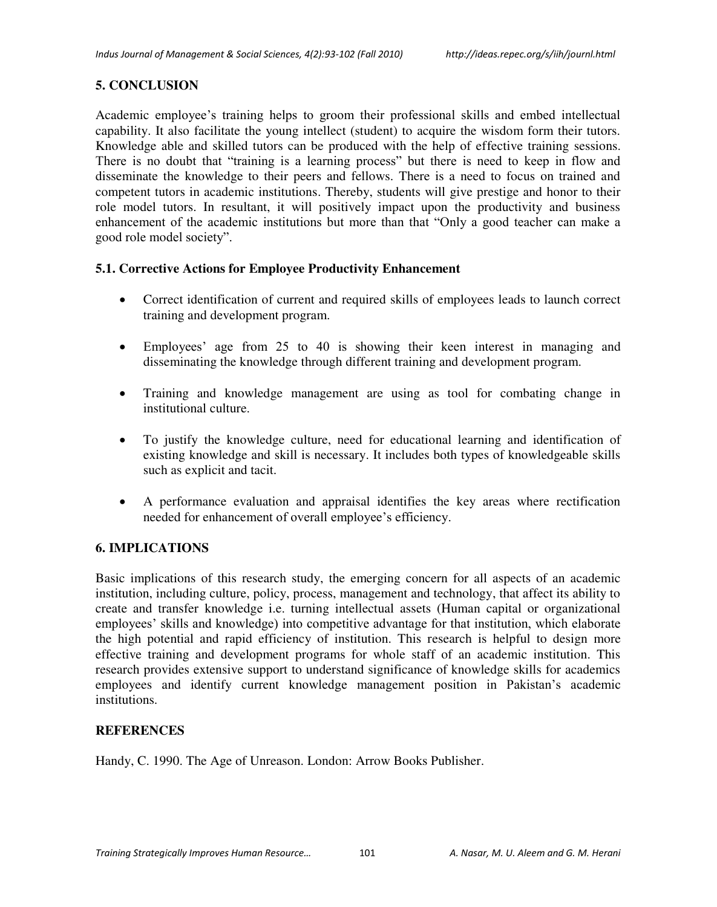## 5. CONCLUSION

Academic employee's training helps to groom their professional skills and embed intellectual capability. It also facilitate the young intellect (student) to acquire the wisdom form their tutors. Knowledge able and skilled tutors can be produced with the help of effective training sessions. There is no doubt that "training is a learning process" but there is need to keep in flow and disseminate the knowledge to their peers and fellows. There is a need to focus on trained and competent tutors in academic institutions. Thereby, students will give prestige and honor to their role model tutors. In resultant, it will positively impact upon the productivity and business enhancement of the academic institutions but more than that "Only a good teacher can make a good role model society".

### 5.1. Corrective Actions for Employee Productivity Enhancement

- Correct identification of current and required skills of employees leads to launch correct training and development program.
- Employees' age from 25 to 40 is showing their keen interest in managing and disseminating the knowledge through different training and development program.
- Training and knowledge management are using as tool for combating change in institutional culture.
- To justify the knowledge culture, need for educational learning and identification of existing knowledge and skill is necessary. It includes both types of knowledgeable skills such as explicit and tacit.
- A performance evaluation and appraisal identifies the key areas where rectification needed for enhancement of overall employee's efficiency.

## 6. IMPLICATIONS

Basic implications of this research study, the emerging concern for all aspects of an academic institution, including culture, policy, process, management and technology, that affect its ability to create and transfer knowledge i.e. turning intellectual assets (Human capital or organizational employees' skills and knowledge) into competitive advantage for that institution, which elaborate the high potential and rapid efficiency of institution. This research is helpful to design more effective training and development programs for whole staff of an academic institution. This research provides extensive support to understand significance of knowledge skills for academics employees and identify current knowledge management position in Pakistan's academic institutions.

## REFERENCES

Handy, C. 1990. The Age of Unreason. London: Arrow Books Publisher.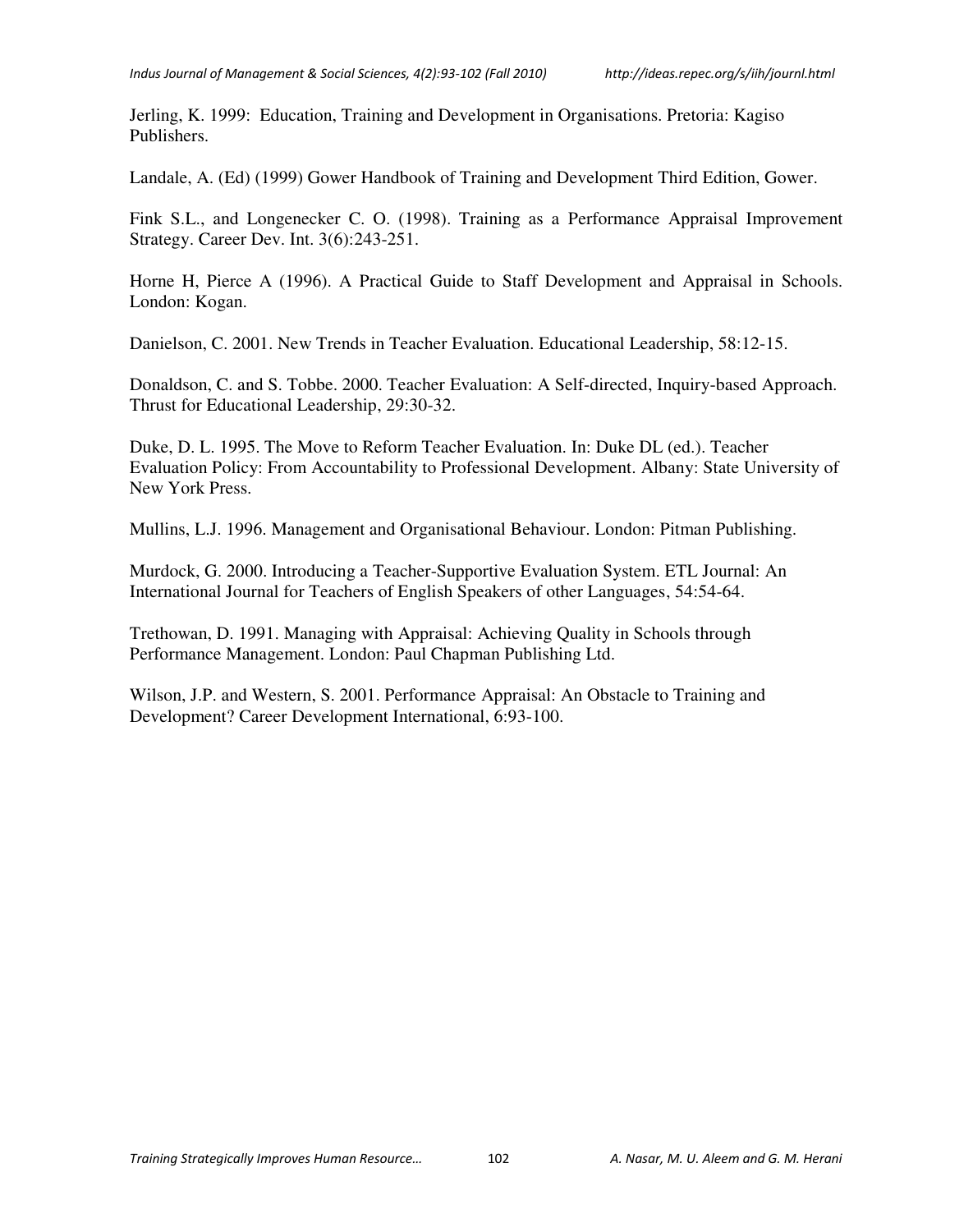Jerling, K. 1999: Education, Training and Development in Organisations. Pretoria: Kagiso Publishers.

Landale, A. (Ed) (1999) Gower Handbook of Training and Development Third Edition, Gower.

Fink S.L., and Longenecker C. O. (1998). Training as a Performance Appraisal Improvement Strategy. Career Dev. Int. 3(6):243-251.

Horne H, Pierce A (1996). A Practical Guide to Staff Development and Appraisal in Schools. London: Kogan.

Danielson, C. 2001. New Trends in Teacher Evaluation. Educational Leadership, 58:12-15.

Donaldson, C. and S. Tobbe. 2000. Teacher Evaluation: A Self-directed, Inquiry-based Approach. Thrust for Educational Leadership, 29:30-32.

Duke, D. L. 1995. The Move to Reform Teacher Evaluation. In: Duke DL (ed.). Teacher Evaluation Policy: From Accountability to Professional Development. Albany: State University of New York Press.

Mullins, L.J. 1996. Management and Organisational Behaviour. London: Pitman Publishing.

Murdock, G. 2000. Introducing a Teacher-Supportive Evaluation System. ETL Journal: An International Journal for Teachers of English Speakers of other Languages, 54:54-64.

Trethowan, D. 1991. Managing with Appraisal: Achieving Quality in Schools through Performance Management. London: Paul Chapman Publishing Ltd.

Wilson, J.P. and Western, S. 2001. Performance Appraisal: An Obstacle to Training and Development? Career Development International, 6:93-100.